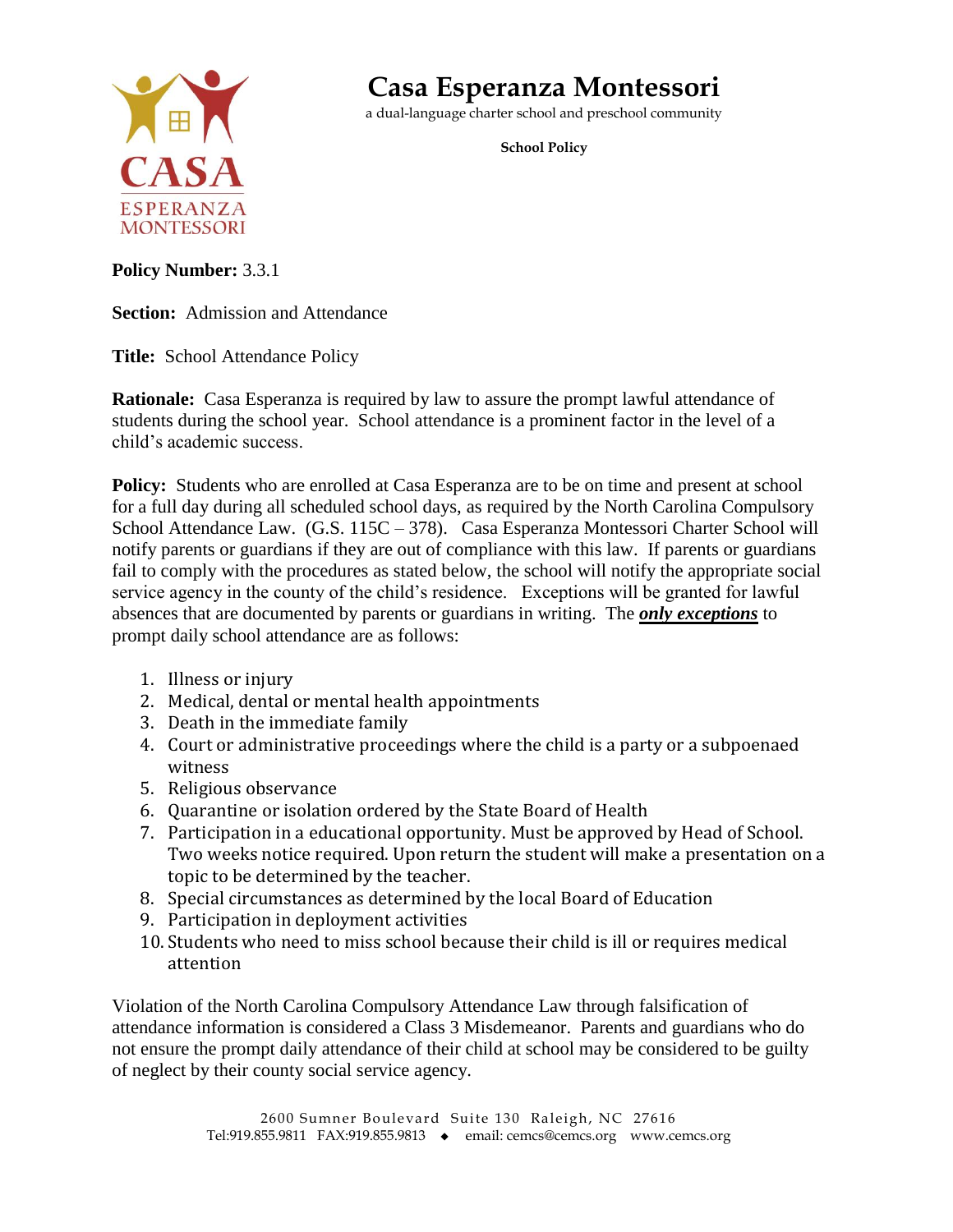# Casa Esperanza Montessori

a dual-language charter school and preschool community

**School Policy**

**Policy Number:** 3.3.1

**Section:** Admission and Attendance

**Title:** School Attendance Policy

**Rationale:** Casa Esperanza is required by law to assure the prompt lawful attendance of students during the school year. School attendance is a prominent factor in the level of a child's academic success.

**Policy:** Students who are enrolled at Casa Esperanza are to be on time and present at school for a full day during all scheduled school days, as required by the North Carolina Compulsory School Attendance Law. (G.S. 115C – 378). Casa Esperanza Montessori Charter School will notify parents or guardians if they are out of compliance with this law. If parents or guardians fail to comply with the procedures as stated below, the school will notify the appropriate social service agency in the county of the child's residence. Exceptions will be granted for lawful absences that are documented by parents or guardians in writing. The ***only exceptions*** to prompt daily school attendance are as follows:

1. Illness or injury
2. Medical, dental or mental health appointments
3. Death in the immediate family
4. Court or administrative proceedings where the child is a party or a subpoenaed witness
5. Religious observance
6. Quarantine or isolation ordered by the State Board of Health
7. Participation in a educational opportunity. Must be approved by Head of School. Two weeks notice required. Upon return the student will make a presentation on a topic to be determined by the teacher.
8. Special circumstances as determined by the local Board of Education
9. Participation in deployment activities
10. Students who need to miss school because their child is ill or requires medical attention

Violation of the North Carolina Compulsory Attendance Law through falsification of attendance information is considered a Class 3 Misdemeanor. Parents and guardians who do not ensure the prompt daily attendance of their child at school may be considered to be guilty of neglect by their county social service agency.

2600 Sumner Boulevard Suite 130 Raleigh, NC 27616
Tel:919.855.9811 FAX:919.855.9813 ◆ email: cemcs@cemcs.org www.cemcs.org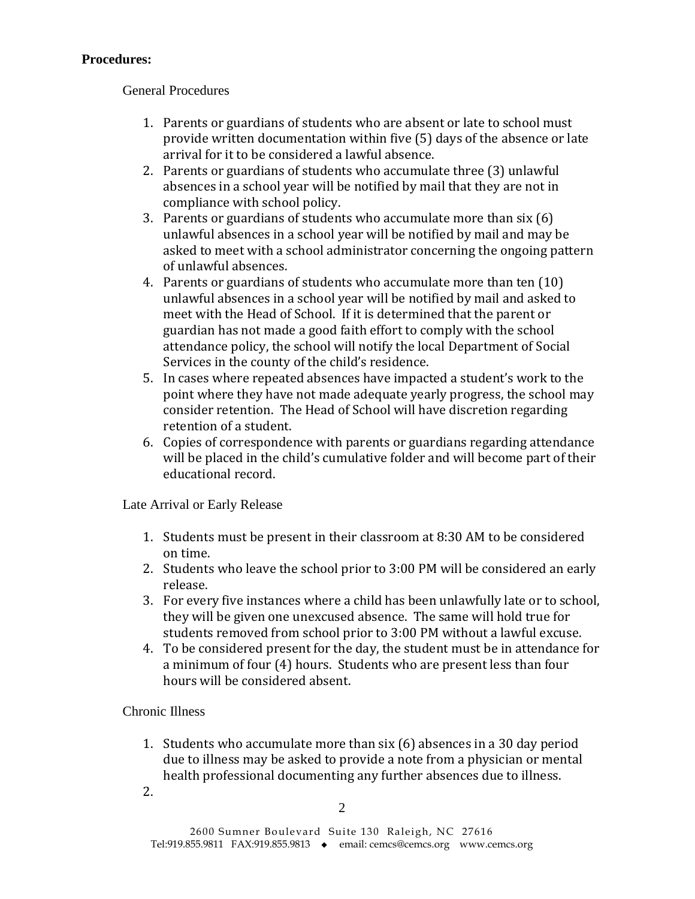**Procedures:**

General Procedures

1. Parents or guardians of students who are absent or late to school must provide written documentation within five (5) days of the absence or late arrival for it to be considered a lawful absence.
2. Parents or guardians of students who accumulate three (3) unlawful absences in a school year will be notified by mail that they are not in compliance with school policy.
3. Parents or guardians of students who accumulate more than six (6) unlawful absences in a school year will be notified by mail and may be asked to meet with a school administrator concerning the ongoing pattern of unlawful absences.
4. Parents or guardians of students who accumulate more than ten (10) unlawful absences in a school year will be notified by mail and asked to meet with the Head of School. If it is determined that the parent or guardian has not made a good faith effort to comply with the school attendance policy, the school will notify the local Department of Social Services in the county of the child's residence.
5. In cases where repeated absences have impacted a student's work to the point where they have not made adequate yearly progress, the school may consider retention. The Head of School will have discretion regarding retention of a student.
6. Copies of correspondence with parents or guardians regarding attendance will be placed in the child's cumulative folder and will become part of their educational record.

Late Arrival or Early Release

1. Students must be present in their classroom at 8:30 AM to be considered on time.
2. Students who leave the school prior to 3:00 PM will be considered an early release.
3. For every five instances where a child has been unlawfully late or to school, they will be given one unexcused absence. The same will hold true for students removed from school prior to 3:00 PM without a lawful excuse.
4. To be considered present for the day, the student must be in attendance for a minimum of four (4) hours. Students who are present less than four hours will be considered absent.

Chronic Illness

1. Students who accumulate more than six (6) absences in a 30 day period due to illness may be asked to provide a note from a physician or mental health professional documenting any further absences due to illness.
2.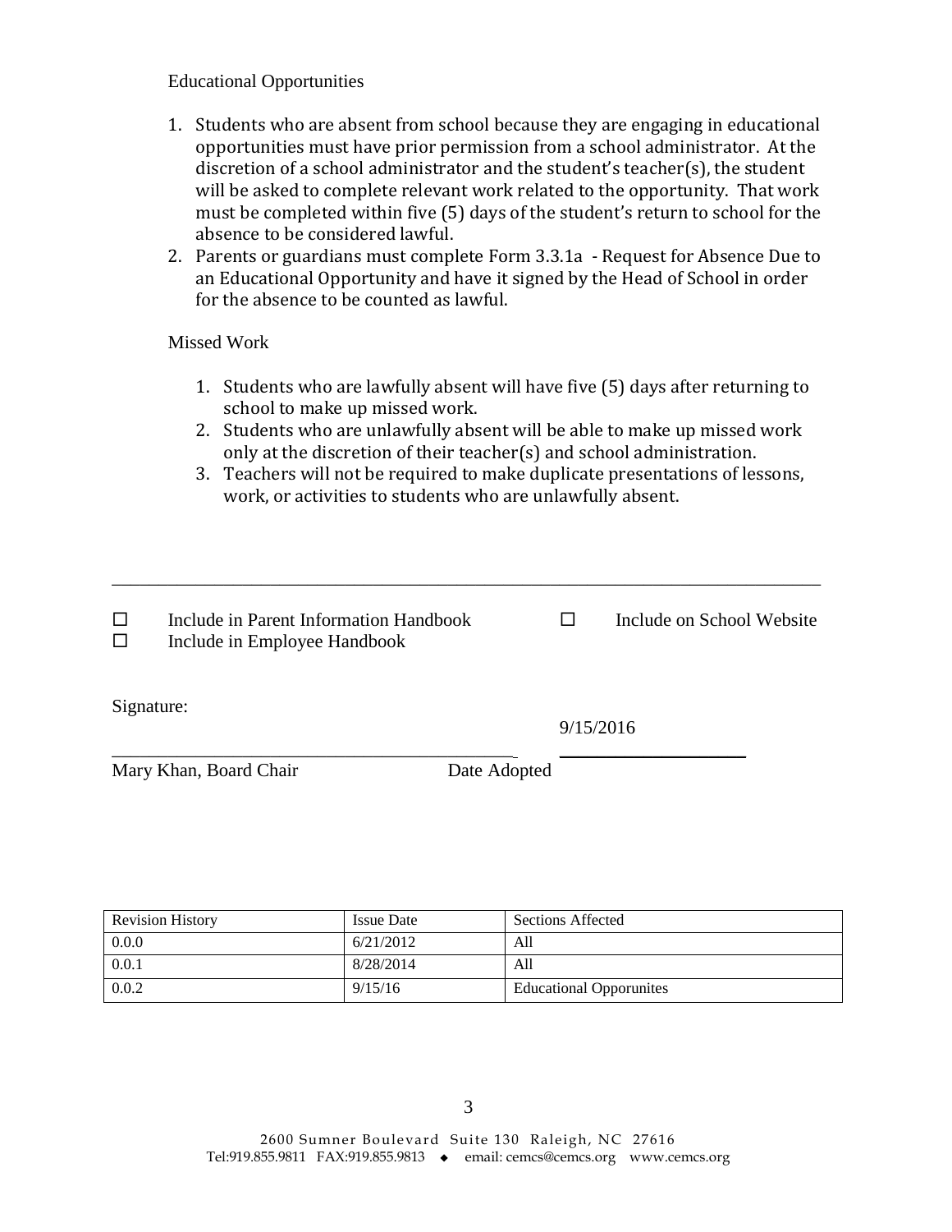Educational Opportunities

1. Students who are absent from school because they are engaging in educational opportunities must have prior permission from a school administrator. At the discretion of a school administrator and the student's teacher(s), the student will be asked to complete relevant work related to the opportunity. That work must be completed within five (5) days of the student's return to school for the absence to be considered lawful.
2. Parents or guardians must complete Form 3.3.1a - Request for Absence Due to an Educational Opportunity and have it signed by the Head of School in order for the absence to be counted as lawful.

Missed Work

1. Students who are lawfully absent will have five (5) days after returning to school to make up missed work.
2. Students who are unlawfully absent will be able to make up missed work only at the discretion of their teacher(s) and school administration.
3. Teachers will not be required to make duplicate presentations of lessons, work, or activities to students who are unlawfully absent.

---

☐ Include in Parent Information Handbook ☐ Include on School Website
☐ Include in Employee Handbook

Signature:

9/15/2016

_______________________________________ _____________________

Mary Khan, Board Chair Date Adopted

| Revision History | Issue Date | Sections Affected |
|---|---|---|
| 0.0.0 | 6/21/2012 | All |
| 0.0.1 | 8/28/2014 | All |
| 0.0.2 | 9/15/16 | Educational Opporunites |

2600 Sumner Boulevard Suite 130 Raleigh, NC 27616
Tel:919.855.9811 FAX:919.855.9813 ◆ email: cemcs@cemcs.org www.cemcs.org